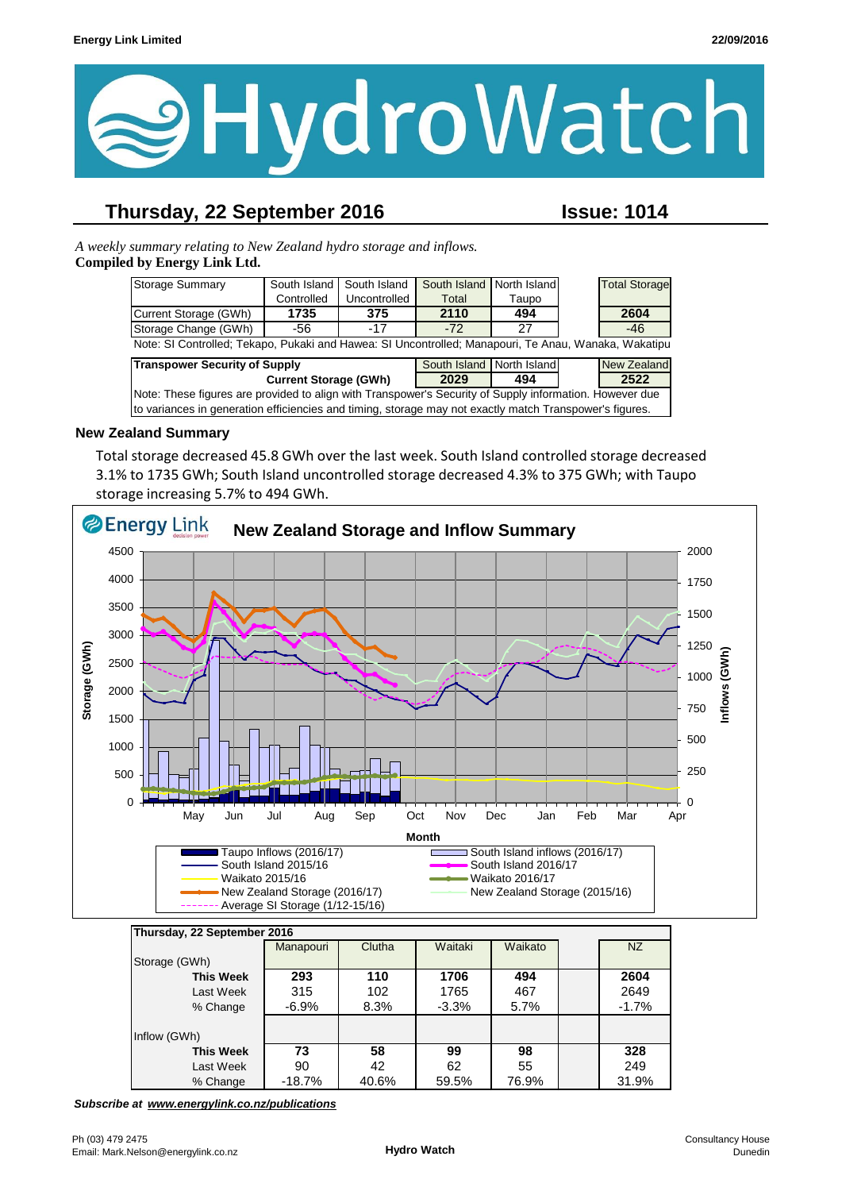# HydroWatch

## Thursday, 22 September 2016 — Issue: 1014

*A weekly summary relating to New Zealand hydro storage and inflows.*
**Compiled by Energy Link Ltd.**

| Storage Summary | South Island Controlled | South Island Uncontrolled | South Island Total | North Island Taupo | | Total Storage |
|---|---|---|---|---|---|---|
| Current Storage (GWh) | **1735** | **375** | **2110** | **494** | | **2604** |
| Storage Change (GWh) | -56 | -17 | -72 | 27 | | -46 |

Note: SI Controlled; Tekapo, Pukaki and Hawea: SI Uncontrolled; Manapouri, Te Anau, Wanaka, Wakatipu

| Transpower Security of Supply | South Island | North Island | | New Zealand |
|---|---|---|---|---|
| **Current Storage (GWh)** | **2029** | **494** | | **2522** |

Note: These figures are provided to align with Transpower's Security of Supply information. However due to variances in generation efficiencies and timing, storage may not exactly match Transpower's figures.

### New Zealand Summary

Total storage decreased 45.8 GWh over the last week. South Island controlled storage decreased 3.1% to 1735 GWh; South Island uncontrolled storage decreased 4.3% to 375 GWh; with Taupo storage increasing 5.7% to 494 GWh.

| Thursday, 22 September 2016 | Manapouri | Clutha | Waitaki | Waikato | | NZ |
|---|---|---|---|---|---|---|
| Storage (GWh) | | | | | | |
| **This Week** | **293** | **110** | **1706** | **494** | | **2604** |
| Last Week | 315 | 102 | 1765 | 467 | | 2649 |
| % Change | -6.9% | 8.3% | -3.3% | 5.7% | | -1.7% |
| Inflow (GWh) | | | | | | |
| **This Week** | **73** | **58** | **99** | **98** | | **328** |
| Last Week | 90 | 42 | 62 | 55 | | 249 |
| % Change | -18.7% | 40.6% | 59.5% | 76.9% | | 31.9% |

***Subscribe at www.energylink.co.nz/publications***

Ph (03) 479 2475
Email: Mark.Nelson@energylink.co.nz

Hydro Watch

Consultancy House
Dunedin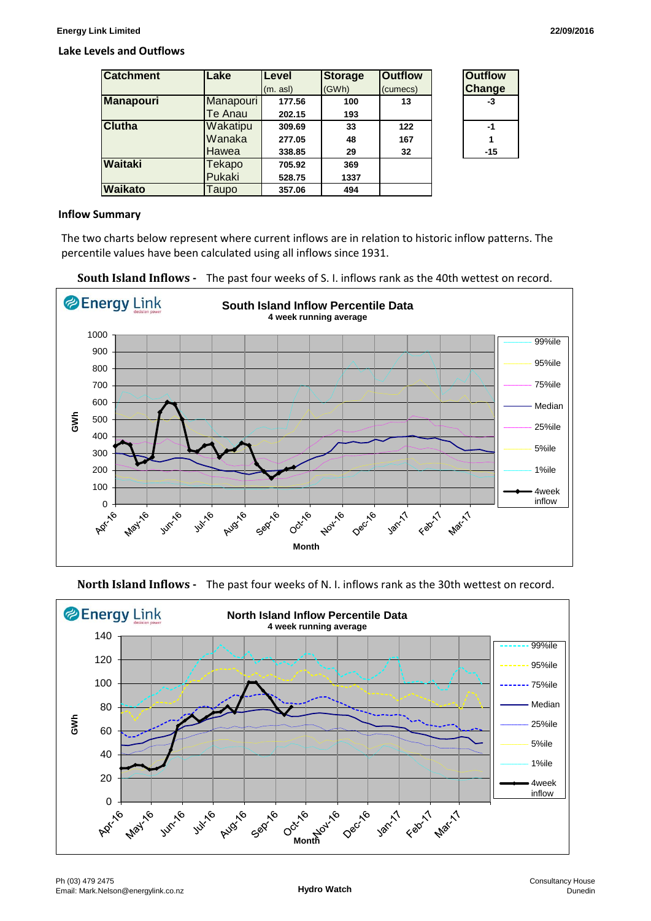## Lake Levels and Outflows

| Catchment | Lake | Level (m. asl) | Storage (GWh) | Outflow (cumecs) |
|---|---|---|---|---|
| Manapouri | Manapouri | 177.56 | 100 | 13 |
| | Te Anau | 202.15 | 193 | |
| Clutha | Wakatipu | 309.69 | 33 | 122 |
| | Wanaka | 277.05 | 48 | 167 |
| | Hawea | 338.85 | 29 | 32 |
| Waitaki | Tekapo | 705.92 | 369 | |
| | Pukaki | 528.75 | 1337 | |
| Waikato | Taupo | 357.06 | 494 | |

| Outflow Change |
|---|
| -3 |
| |
| -1 |
| 1 |
| -15 |

## Inflow Summary

The two charts below represent where current inflows are in relation to historic inflow patterns. The percentile values have been calculated using all inflows since 1931.

**South Island Inflows -** The past four weeks of S. I. inflows rank as the 40th wettest on record.

**North Island Inflows -** The past four weeks of N. I. inflows rank as the 30th wettest on record.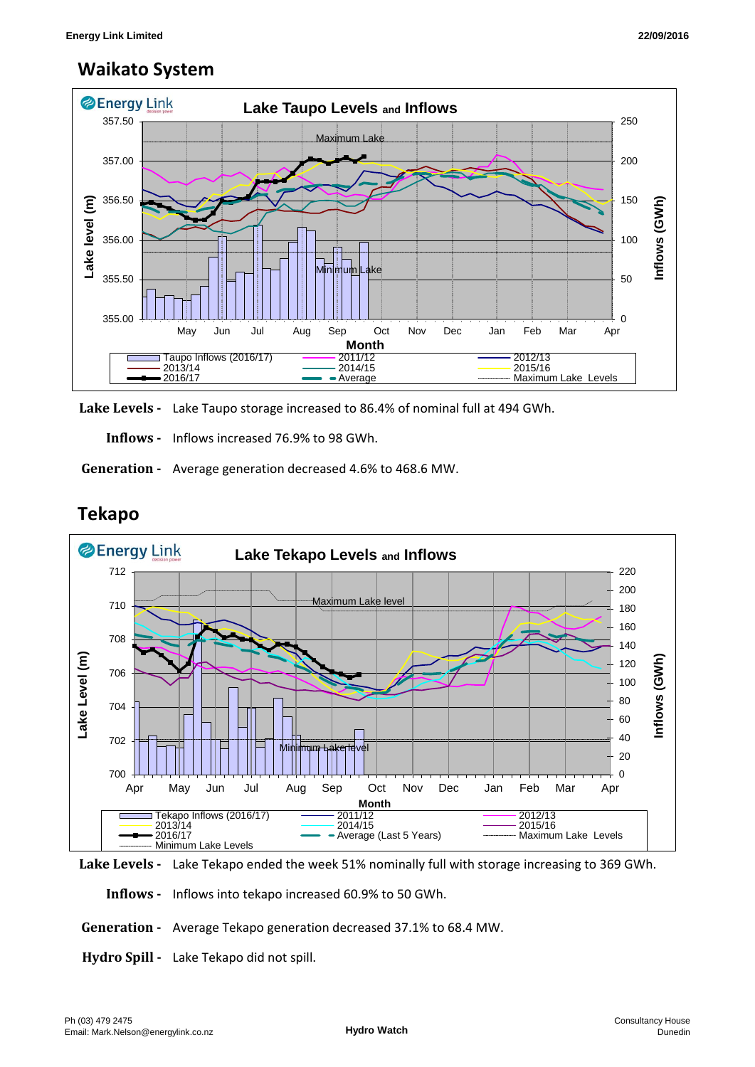## Waikato System

Lake Levels - Lake Taupo storage increased to 86.4% of nominal full at 494 GWh.

Inflows - Inflows increased 76.9% to 98 GWh.

Generation - Average generation decreased 4.6% to 468.6 MW.

## Tekapo

Lake Levels - Lake Tekapo ended the week 51% nominally full with storage increasing to 369 GWh.

Inflows - Inflows into tekapo increased 60.9% to 50 GWh.

Generation - Average Tekapo generation decreased 37.1% to 68.4 MW.

Hydro Spill - Lake Tekapo did not spill.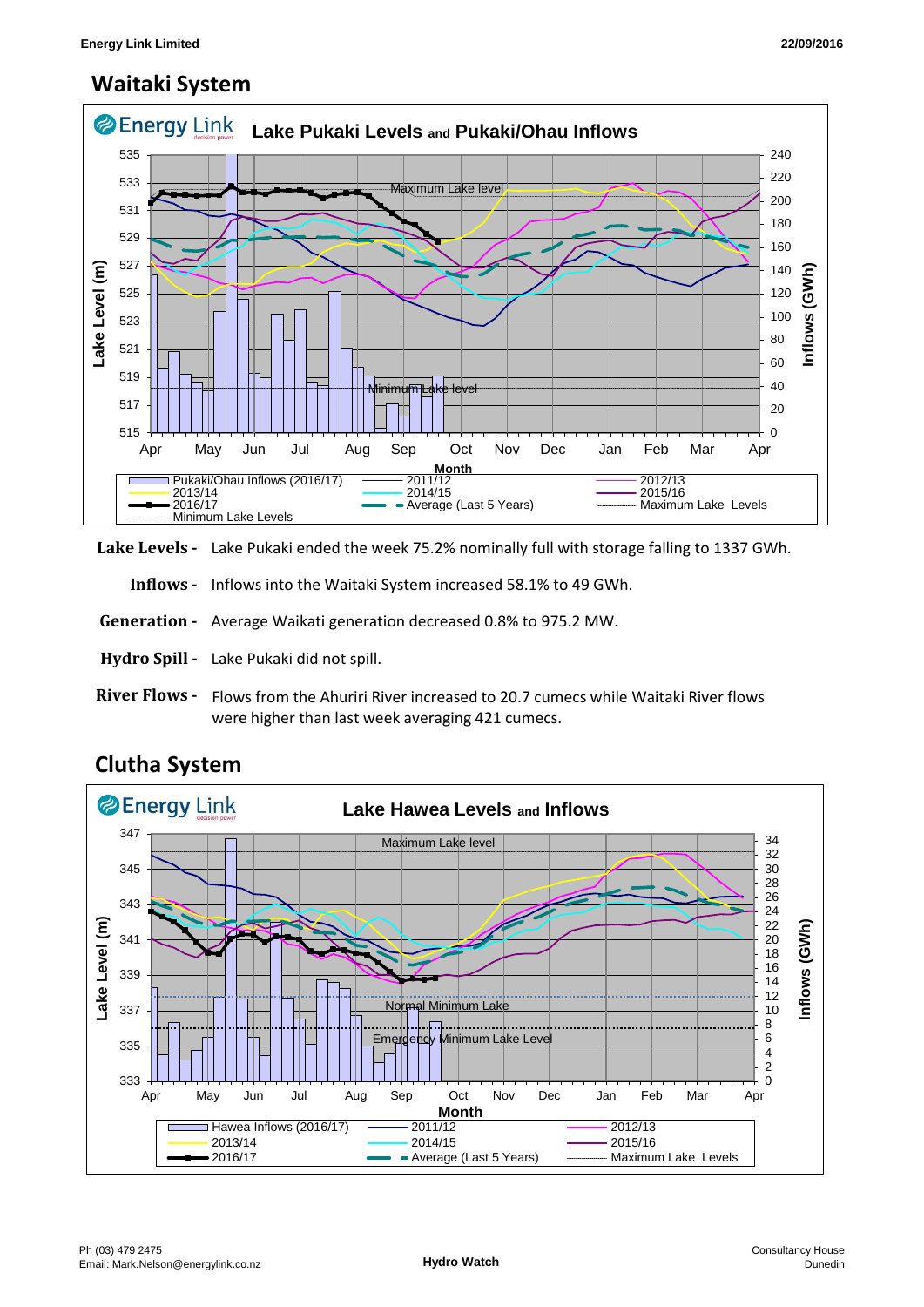## Waitaki System

**Lake Levels -** Lake Pukaki ended the week 75.2% nominally full with storage falling to 1337 GWh.

**Inflows -** Inflows into the Waitaki System increased 58.1% to 49 GWh.

**Generation -** Average Waikati generation decreased 0.8% to 975.2 MW.

**Hydro Spill -** Lake Pukaki did not spill.

**River Flows -** Flows from the Ahuriri River increased to 20.7 cumecs while Waitaki River flows were higher than last week averaging 421 cumecs.

## Clutha System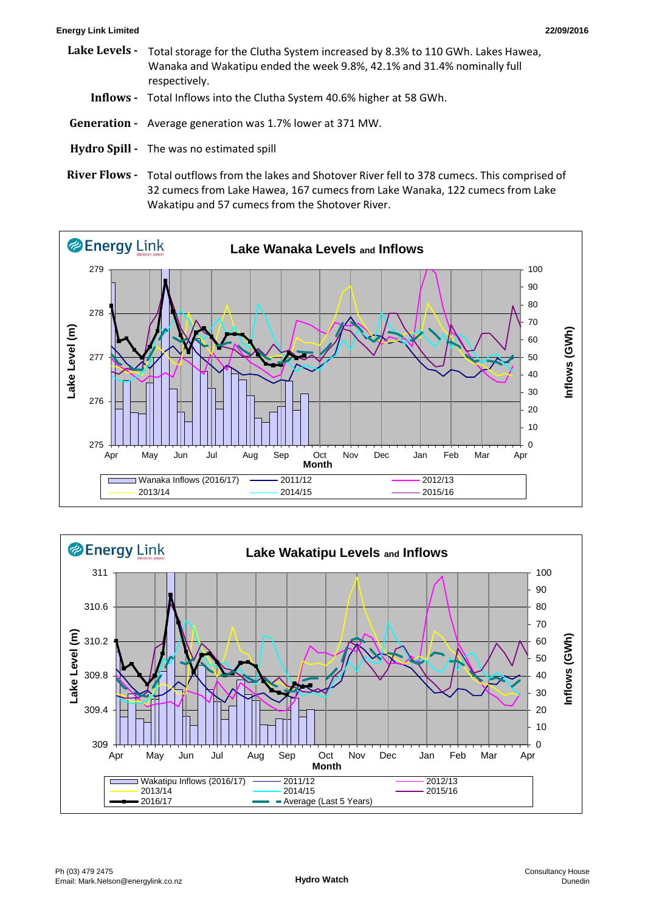**Lake Levels -** Total storage for the Clutha System increased by 8.3% to 110 GWh. Lakes Hawea, Wanaka and Wakatipu ended the week 9.8%, 42.1% and 31.4% nominally full respectively.

**Inflows -** Total Inflows into the Clutha System 40.6% higher at 58 GWh.

**Generation -** Average generation was 1.7% lower at 371 MW.

**Hydro Spill -** The was no estimated spill

**River Flows -** Total outflows from the lakes and Shotover River fell to 378 cumecs. This comprised of 32 cumecs from Lake Hawea, 167 cumecs from Lake Wanaka, 122 cumecs from Lake Wakatipu and 57 cumecs from the Shotover River.

**Lake Wanaka Levels and Inflows**

Lake Level (m): 275 – 279; Inflows (GWh): 0 – 100; Month: Apr – Apr

Legend: Wanaka Inflows (2016/17), 2011/12, 2012/13, 2013/14, 2014/15, 2015/16

**Lake Wakatipu Levels and Inflows**

Lake Level (m): 309 – 311; Inflows (GWh): 0 – 100; Month: Apr – Apr

Legend: Wakatipu Inflows (2016/17), 2011/12, 2012/13, 2013/14, 2014/15, 2015/16, 2016/17, Average (Last 5 Years)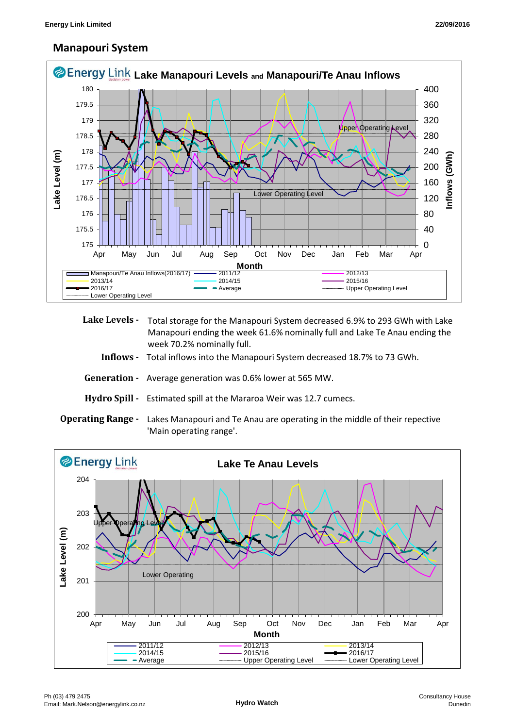## Manapouri System

Energy Link **Lake Manapouri Levels and Manapouri/Te Anau Inflows**

Lake Level (m)

180
179.5
179
178.5
178
177.5
177
176.5
176
175.5
175

Inflows (GWh)

400
360
320
280
240
200
160
120
80
40
0

Apr May Jun Jul Aug Sep Oct Nov Dec Jan Feb Mar Apr

Month

Upper Operating Level

Lower Operating Level

Manapouri/Te Anau Inflows(2016/17)
2011/12
2012/13
2013/14
2014/15
2015/16
2016/17
Average
Upper Operating Level
Lower Operating Level

**Lake Levels -** Total storage for the Manapouri System decreased 6.9% to 293 GWh with Lake Manapouri ending the week 61.6% nominally full and Lake Te Anau ending the week 70.2% nominally full.

**Inflows -** Total inflows into the Manapouri System decreased 18.7% to 73 GWh.

**Generation -** Average generation was 0.6% lower at 565 MW.

**Hydro Spill -** Estimated spill at the Mararoa Weir was 12.7 cumecs.

**Operating Range -** Lakes Manapouri and Te Anau are operating in the middle of their repective 'Main operating range'.

Energy Link **Lake Te Anau Levels**

Lake Level (m)

204
203
202
201
200

Apr May Jun Jul Aug Sep Oct Nov Dec Jan Feb Mar Apr

Month

Upper Operating Level

Lower Operating

2011/12
2012/13
2013/14
2014/15
2015/16
2016/17
Average
Upper Operating Level
Lower Operating Level